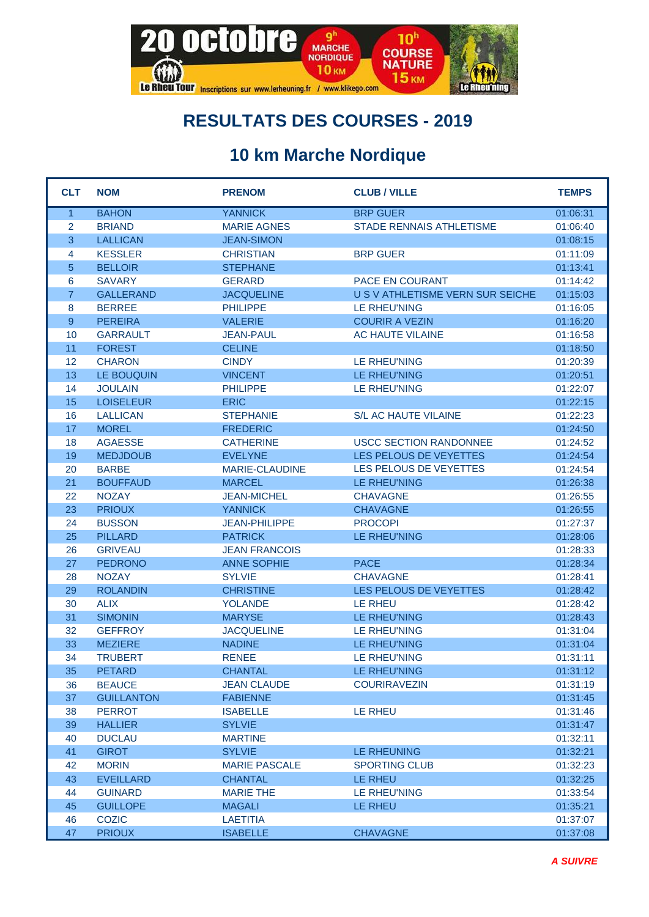# RESULTATS DES COURSES - 2019

## 10 km Marche Nordique

| CLT | NOM | PRENOM | CLUB / VILLE | TEMPS |
|---|---|---|---|---|
| 1 | BAHON | YANNICK | BRP GUER | 01:06:31 |
| 2 | BRIAND | MARIE AGNES | STADE RENNAIS ATHLETISME | 01:06:40 |
| 3 | LALLICAN | JEAN-SIMON | | 01:08:15 |
| 4 | KESSLER | CHRISTIAN | BRP GUER | 01:11:09 |
| 5 | BELLOIR | STEPHANE | | 01:13:41 |
| 6 | SAVARY | GERARD | PACE EN COURANT | 01:14:42 |
| 7 | GALLERAND | JACQUELINE | U S V ATHLETISME VERN SUR SEICHE | 01:15:03 |
| 8 | BERREE | PHILIPPE | LE RHEU'NING | 01:16:05 |
| 9 | PEREIRA | VALERIE | COURIR A VEZIN | 01:16:20 |
| 10 | GARRAULT | JEAN-PAUL | AC HAUTE VILAINE | 01:16:58 |
| 11 | FOREST | CELINE | | 01:18:50 |
| 12 | CHARON | CINDY | LE RHEU'NING | 01:20:39 |
| 13 | LE BOUQUIN | VINCENT | LE RHEU'NING | 01:20:51 |
| 14 | JOULAIN | PHILIPPE | LE RHEU'NING | 01:22:07 |
| 15 | LOISELEUR | ERIC | | 01:22:15 |
| 16 | LALLICAN | STEPHANIE | S/L AC HAUTE VILAINE | 01:22:23 |
| 17 | MOREL | FREDERIC | | 01:24:50 |
| 18 | AGAESSE | CATHERINE | USCC SECTION RANDONNEE | 01:24:52 |
| 19 | MEDJDOUB | EVELYNE | LES PELOUS DE VEYETTES | 01:24:54 |
| 20 | BARBE | MARIE-CLAUDINE | LES PELOUS DE VEYETTES | 01:24:54 |
| 21 | BOUFFAUD | MARCEL | LE RHEU'NING | 01:26:38 |
| 22 | NOZAY | JEAN-MICHEL | CHAVAGNE | 01:26:55 |
| 23 | PRIOUX | YANNICK | CHAVAGNE | 01:26:55 |
| 24 | BUSSON | JEAN-PHILIPPE | PROCOPI | 01:27:37 |
| 25 | PILLARD | PATRICK | LE RHEU'NING | 01:28:06 |
| 26 | GRIVEAU | JEAN FRANCOIS | | 01:28:33 |
| 27 | PEDRONO | ANNE SOPHIE | PACE | 01:28:34 |
| 28 | NOZAY | SYLVIE | CHAVAGNE | 01:28:41 |
| 29 | ROLANDIN | CHRISTINE | LES PELOUS DE VEYETTES | 01:28:42 |
| 30 | ALIX | YOLANDE | LE RHEU | 01:28:42 |
| 31 | SIMONIN | MARYSE | LE RHEU'NING | 01:28:43 |
| 32 | GEFFROY | JACQUELINE | LE RHEU'NING | 01:31:04 |
| 33 | MEZIERE | NADINE | LE RHEU'NING | 01:31:04 |
| 34 | TRUBERT | RENEE | LE RHEU'NING | 01:31:11 |
| 35 | PETARD | CHANTAL | LE RHEU'NING | 01:31:12 |
| 36 | BEAUCE | JEAN CLAUDE | COURIRAVEZIN | 01:31:19 |
| 37 | GUILLANTON | FABIENNE | | 01:31:45 |
| 38 | PERROT | ISABELLE | LE RHEU | 01:31:46 |
| 39 | HALLIER | SYLVIE | | 01:31:47 |
| 40 | DUCLAU | MARTINE | | 01:32:11 |
| 41 | GIROT | SYLVIE | LE RHEUNING | 01:32:21 |
| 42 | MORIN | MARIE PASCALE | SPORTING CLUB | 01:32:23 |
| 43 | EVEILLARD | CHANTAL | LE RHEU | 01:32:25 |
| 44 | GUINARD | MARIE THE | LE RHEU'NING | 01:33:54 |
| 45 | GUILLOPE | MAGALI | LE RHEU | 01:35:21 |
| 46 | COZIC | LAETITIA | | 01:37:07 |
| 47 | PRIOUX | ISABELLE | CHAVAGNE | 01:37:08 |

***A SUIVRE***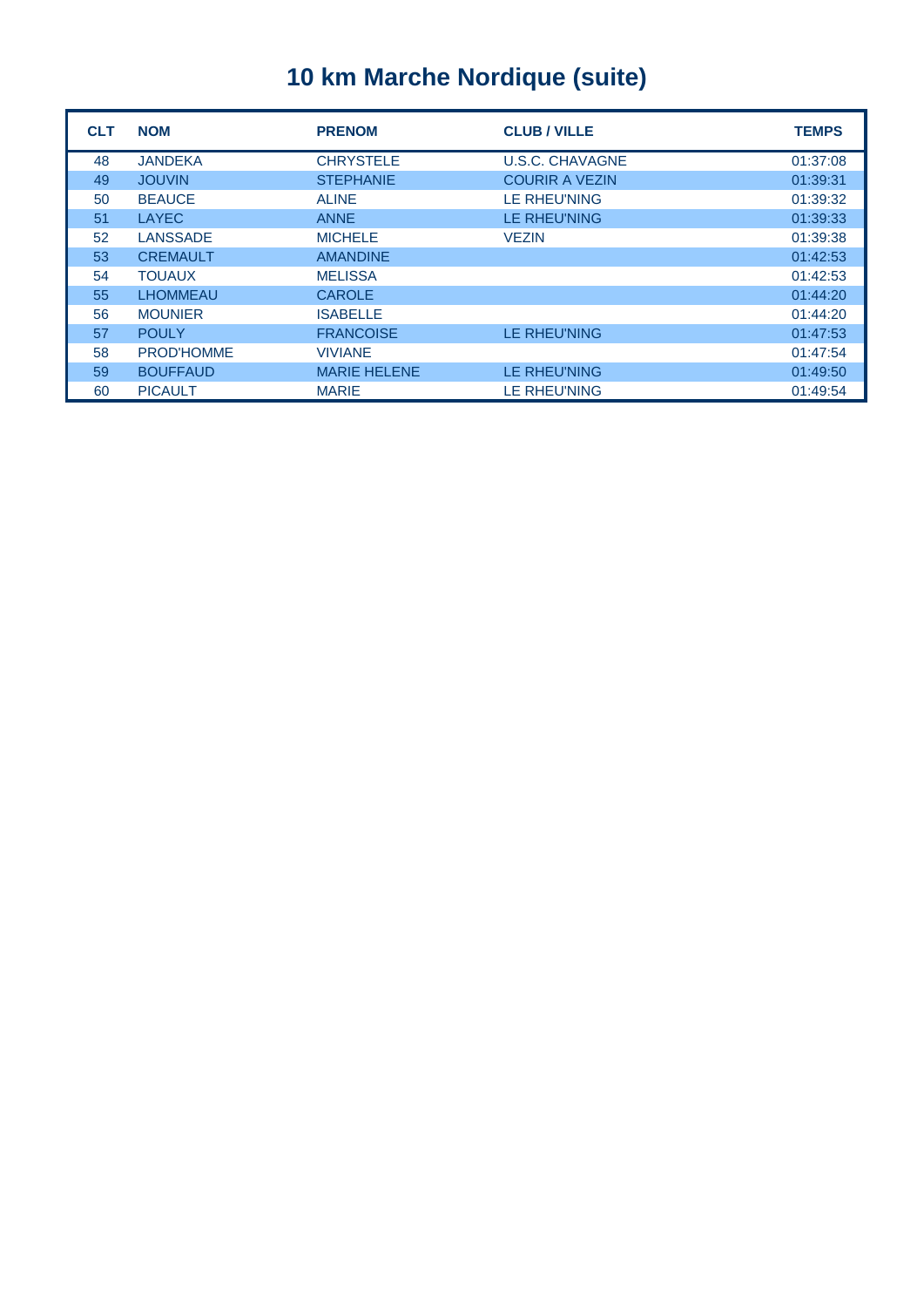# 10 km Marche Nordique (suite)

| CLT | NOM | PRENOM | CLUB / VILLE | TEMPS |
|---|---|---|---|---|
| 48 | JANDEKA | CHRYSTELE | U.S.C. CHAVAGNE | 01:37:08 |
| 49 | JOUVIN | STEPHANIE | COURIR A VEZIN | 01:39:31 |
| 50 | BEAUCE | ALINE | LE RHEU'NING | 01:39:32 |
| 51 | LAYEC | ANNE | LE RHEU'NING | 01:39:33 |
| 52 | LANSSADE | MICHELE | VEZIN | 01:39:38 |
| 53 | CREMAULT | AMANDINE | | 01:42:53 |
| 54 | TOUAUX | MELISSA | | 01:42:53 |
| 55 | LHOMMEAU | CAROLE | | 01:44:20 |
| 56 | MOUNIER | ISABELLE | | 01:44:20 |
| 57 | POULY | FRANCOISE | LE RHEU'NING | 01:47:53 |
| 58 | PROD'HOMME | VIVIANE | | 01:47:54 |
| 59 | BOUFFAUD | MARIE HELENE | LE RHEU'NING | 01:49:50 |
| 60 | PICAULT | MARIE | LE RHEU'NING | 01:49:54 |